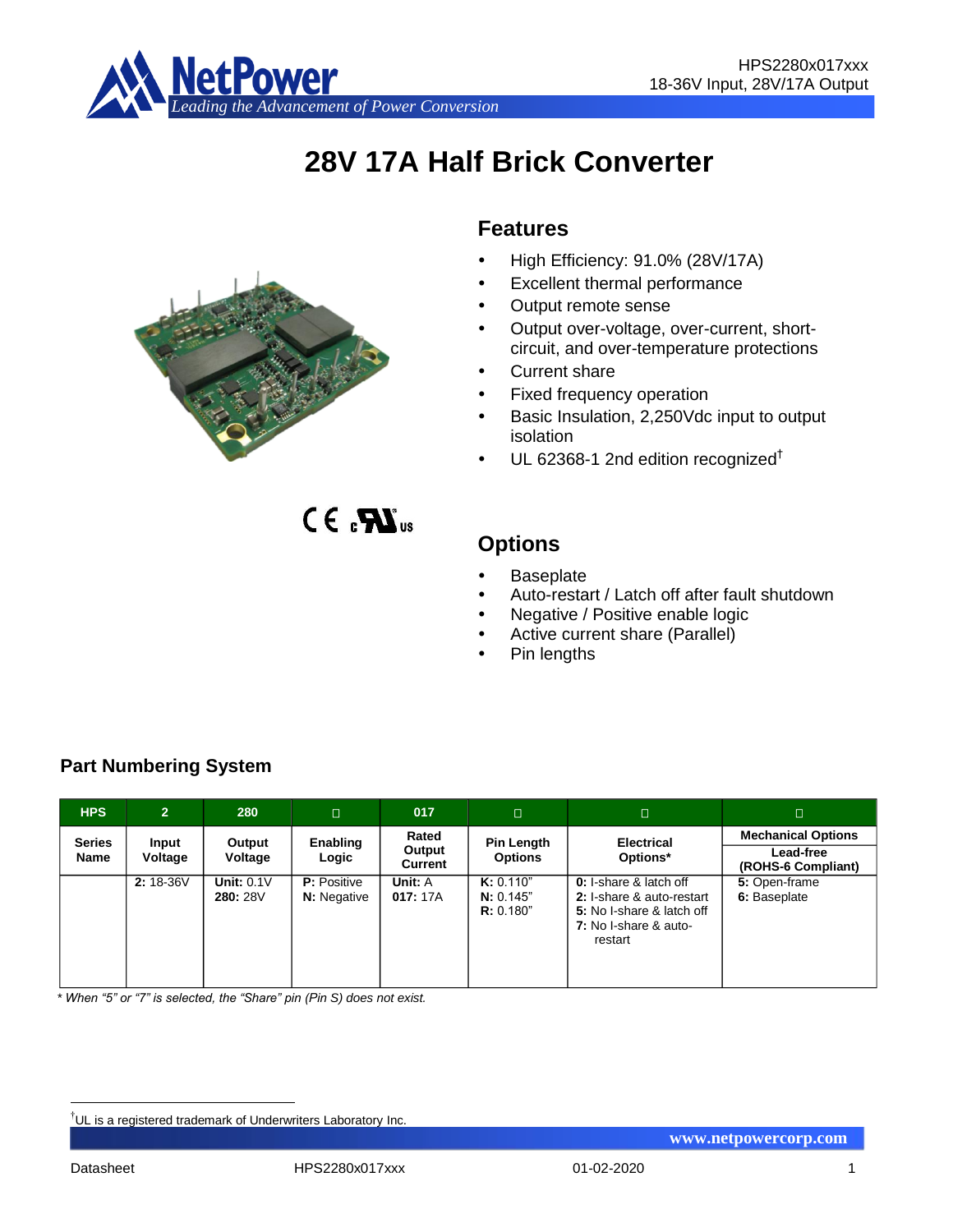# 28V 17A Half Brick Converter

## Features

- High Efficiency: 91.0% (28V/17A)
- Excellent thermal performance
- Output remote sense
- Output over-voltage, over-current, short-circuit, and over-temperature protections
- Current share
- Fixed frequency operation
- Basic Insulation, 2,250Vdc input to output isolation
- UL 62368-1 2nd edition recognized†

## Options

- Baseplate
- Auto-restart / Latch off after fault shutdown
- Negative / Positive enable logic
- Active current share (Parallel)
- Pin lengths

### Part Numbering System

| HPS | 2 | 280 | □ | 017 | □ | □ | □ |
|---|---|---|---|---|---|---|---|
| **Series Name** | **Input Voltage** | **Output Voltage** | **Enabling Logic** | **Rated Output Current** | **Pin Length Options** | **Electrical Options*** | **Mechanical Options** / **Lead-free (ROHS-6 Compliant)** |
| | **2:** 18-36V | **Unit:** 0.1V<br>**280:** 28V | **P:** Positive<br>**N:** Negative | **Unit:** A<br>**017:** 17A | **K:** 0.110"<br>**N:** 0.145"<br>**R:** 0.180" | **0:** I-share & latch off<br>**2:** I-share & auto-restart<br>**5:** No I-share & latch off<br>**7:** No I-share & auto-restart | **5:** Open-frame<br>**6:** Baseplate |

*\* When "5" or "7" is selected, the "Share" pin (Pin S) does not exist.*

†UL is a registered trademark of Underwriters Laboratory Inc.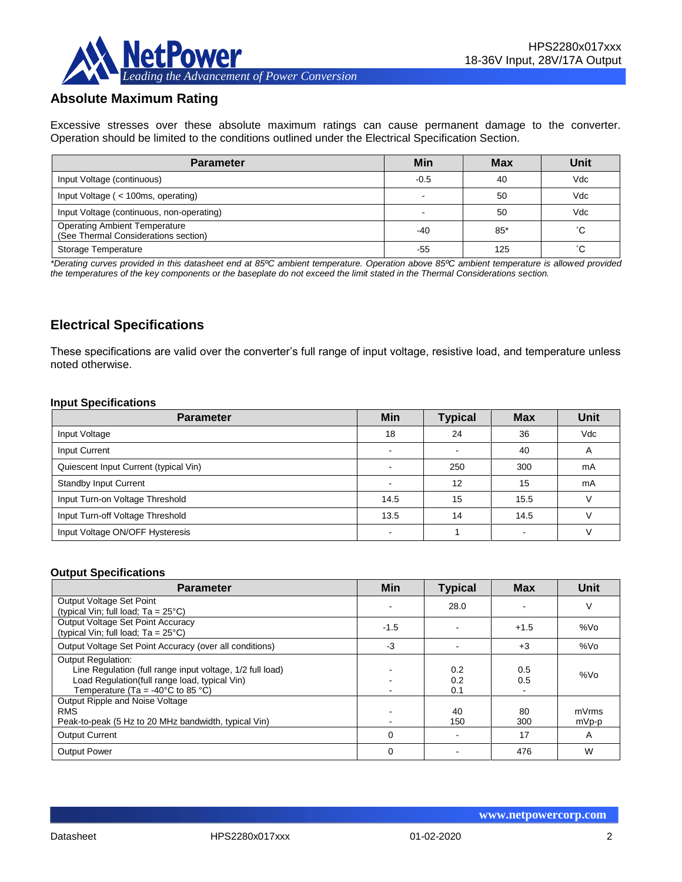## Absolute Maximum Rating

Excessive stresses over these absolute maximum ratings can cause permanent damage to the converter. Operation should be limited to the conditions outlined under the Electrical Specification Section.

| Parameter | Min | Max | Unit |
|---|---|---|---|
| Input Voltage (continuous) | -0.5 | 40 | Vdc |
| Input Voltage ( < 100ms, operating) | - | 50 | Vdc |
| Input Voltage (continuous, non-operating) | - | 50 | Vdc |
| Operating Ambient Temperature (See Thermal Considerations section) | -40 | 85* | ˚C |
| Storage Temperature | -55 | 125 | ˚C |

*\*Derating curves provided in this datasheet end at 85ºC ambient temperature. Operation above 85ºC ambient temperature is allowed provided the temperatures of the key components or the baseplate do not exceed the limit stated in the Thermal Considerations section.*

## Electrical Specifications

These specifications are valid over the converter's full range of input voltage, resistive load, and temperature unless noted otherwise.

### Input Specifications

| Parameter | Min | Typical | Max | Unit |
|---|---|---|---|---|
| Input Voltage | 18 | 24 | 36 | Vdc |
| Input Current | - | - | 40 | A |
| Quiescent Input Current (typical Vin) | - | 250 | 300 | mA |
| Standby Input Current | - | 12 | 15 | mA |
| Input Turn-on Voltage Threshold | 14.5 | 15 | 15.5 | V |
| Input Turn-off Voltage Threshold | 13.5 | 14 | 14.5 | V |
| Input Voltage ON/OFF Hysteresis | - | 1 | - | V |

### Output Specifications

| Parameter | Min | Typical | Max | Unit |
|---|---|---|---|---|
| Output Voltage Set Point (typical Vin; full load; Ta = 25°C) | - | 28.0 | - | V |
| Output Voltage Set Point Accuracy (typical Vin; full load; Ta = 25°C) | -1.5 | - | +1.5 | %Vo |
| Output Voltage Set Point Accuracy (over all conditions) | -3 | - | +3 | %Vo |
| Output Regulation:<br>Line Regulation (full range input voltage, 1/2 full load)<br>Load Regulation(full range load, typical Vin)<br>Temperature (Ta = -40°C to 85 °C) | <br>-<br>-<br>- | <br>0.2<br>0.2<br>0.1 | <br>0.5<br>0.5<br>- | %Vo |
| Output Ripple and Noise Voltage<br>RMS<br>Peak-to-peak (5 Hz to 20 MHz bandwidth, typical Vin) | <br>-<br>- | <br>40<br>150 | <br>80<br>300 | <br>mVrms<br>mVp-p |
| Output Current | 0 | - | 17 | A |
| Output Power | 0 | - | 476 | W |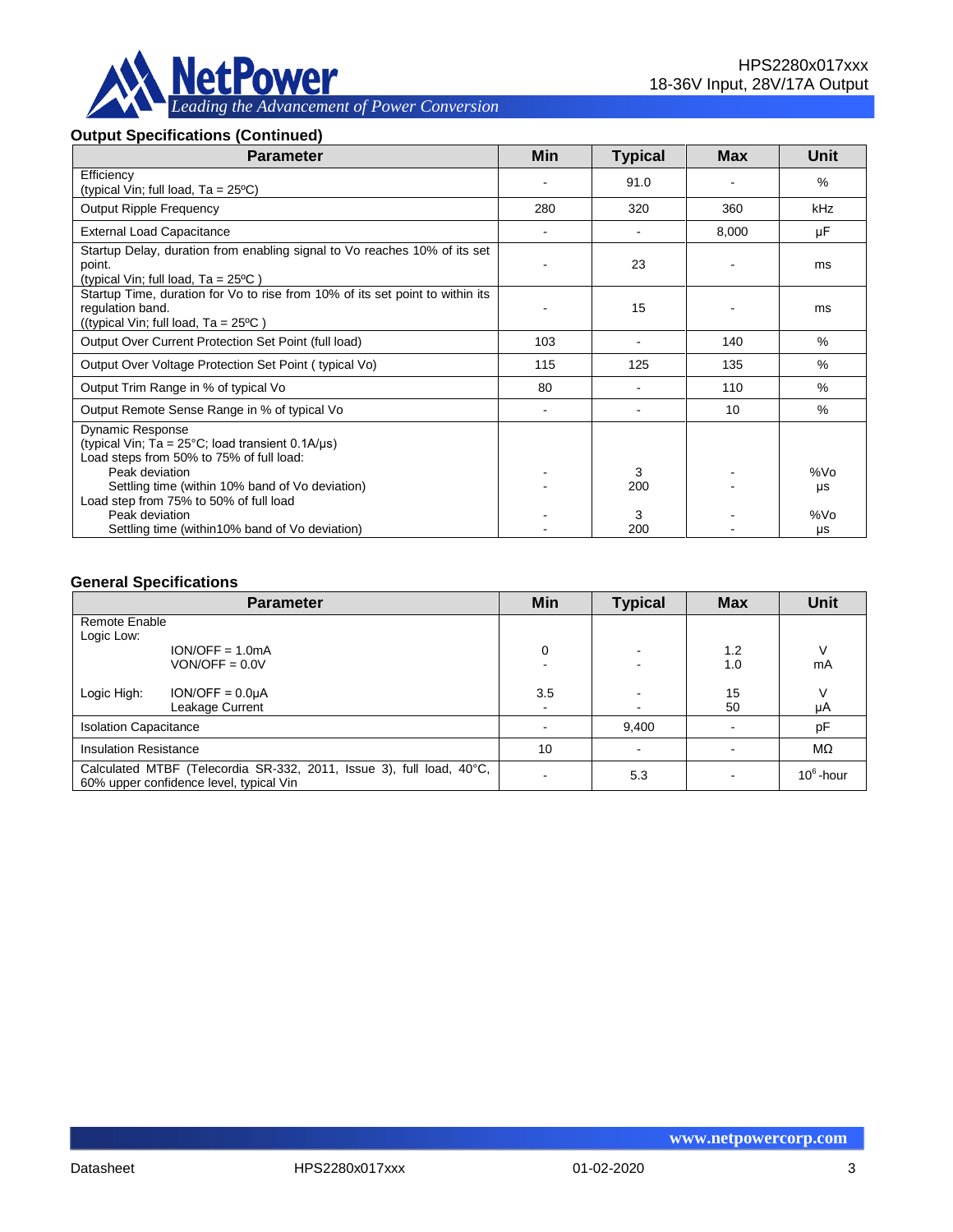### Output Specifications (Continued)

| Parameter | Min | Typical | Max | Unit |
|---|---|---|---|---|
| Efficiency<br>(typical Vin; full load, Ta = 25ºC) | - | 91.0 | - | % |
| Output Ripple Frequency | 280 | 320 | 360 | kHz |
| External Load Capacitance | - | - | 8,000 | µF |
| Startup Delay, duration from enabling signal to Vo reaches 10% of its set point.<br>(typical Vin; full load, Ta = 25ºC ) | - | 23 | - | ms |
| Startup Time, duration for Vo to rise from 10% of its set point to within its regulation band.<br>((typical Vin; full load, Ta = 25ºC ) | - | 15 | - | ms |
| Output Over Current Protection Set Point (full load) | 103 | - | 140 | % |
| Output Over Voltage Protection Set Point ( typical Vo) | 115 | 125 | 135 | % |
| Output Trim Range in % of typical Vo | 80 | - | 110 | % |
| Output Remote Sense Range in % of typical Vo | - | - | 10 | % |
| Dynamic Response<br>(typical Vin; Ta = 25°C; load transient 0.1A/µs)<br>Load steps from 50% to 75% of full load:<br>Peak deviation<br>Settling time (within 10% band of Vo deviation)<br>Load step from 75% to 50% of full load<br>Peak deviation<br>Settling time (within10% band of Vo deviation) | <br><br><br>-<br>-<br><br>-<br>- | <br><br><br>3<br>200<br><br>3<br>200 | <br><br><br>-<br>-<br><br>-<br>- | <br><br><br>%Vo<br>µs<br><br>%Vo<br>µs |

### General Specifications

| Parameter | Min | Typical | Max | Unit |
|---|---|---|---|---|
| Remote Enable<br>Logic Low:<br>ION/OFF = 1.0mA<br>VON/OFF = 0.0V<br><br>Logic High: ION/OFF = 0.0µA<br>Leakage Current | <br><br>0<br>-<br><br>3.5<br>- | <br><br>-<br>-<br><br>-<br>- | <br><br>1.2<br>1.0<br><br>15<br>50 | <br><br>V<br>mA<br><br>V<br>µA |
| Isolation Capacitance | - | 9,400 | - | pF |
| Insulation Resistance | 10 | - | - | MΩ |
| Calculated MTBF (Telecordia SR-332, 2011, Issue 3), full load, 40°C, 60% upper confidence level, typical Vin | - | 5.3 | - | $10^6$-hour |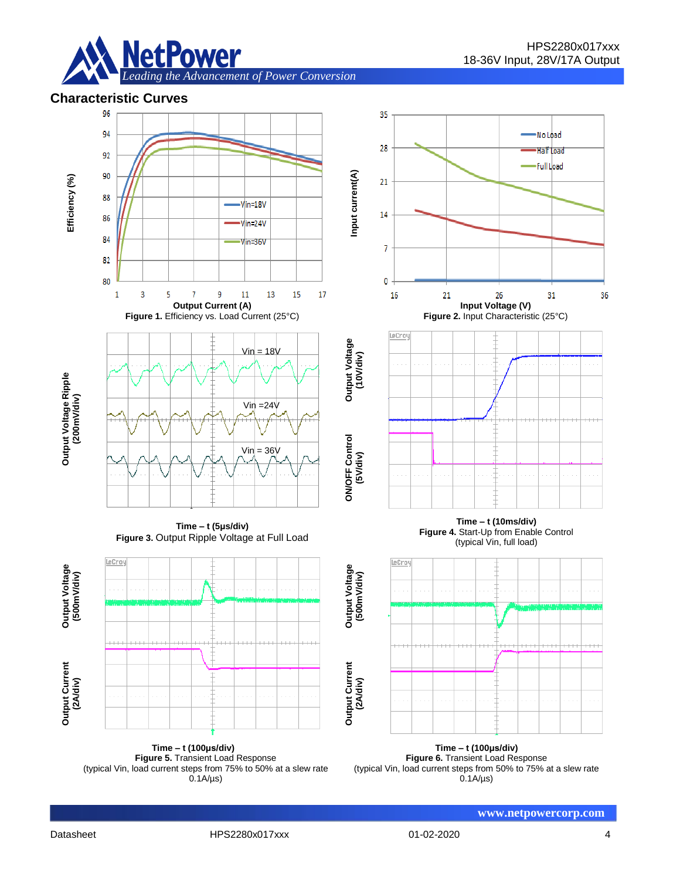## Characteristic Curves

Output Current (A)

**Figure 1.** Efficiency vs. Load Current (25°C)

Input Voltage (V)

**Figure 2.** Input Characteristic (25°C)

Time – t (5μs/div)

**Figure 3.** Output Ripple Voltage at Full Load

Time – t (10ms/div)

**Figure 4.** Start-Up from Enable Control (typical Vin, full load)

Time – t (100μs/div)

**Figure 5.** Transient Load Response (typical Vin, load current steps from 75% to 50% at a slew rate 0.1A/μs)

Time – t (100μs/div)

**Figure 6.** Transient Load Response (typical Vin, load current steps from 50% to 75% at a slew rate 0.1A/μs)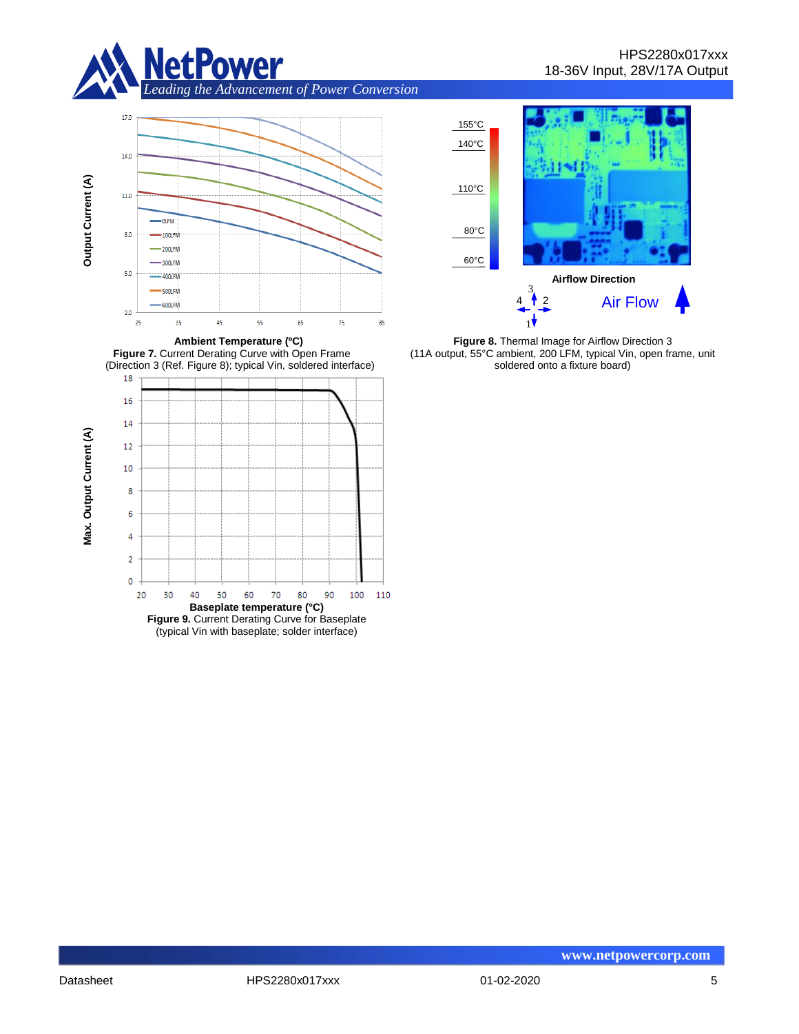**Figure 7.** Current Derating Curve with Open Frame (Direction 3 (Ref. Figure 8); typical Vin, soldered interface)

**Figure 8.** Thermal Image for Airflow Direction 3 (11A output, 55°C ambient, 200 LFM, typical Vin, open frame, unit soldered onto a fixture board)

**Figure 9.** Current Derating Curve for Baseplate (typical Vin with baseplate; solder interface)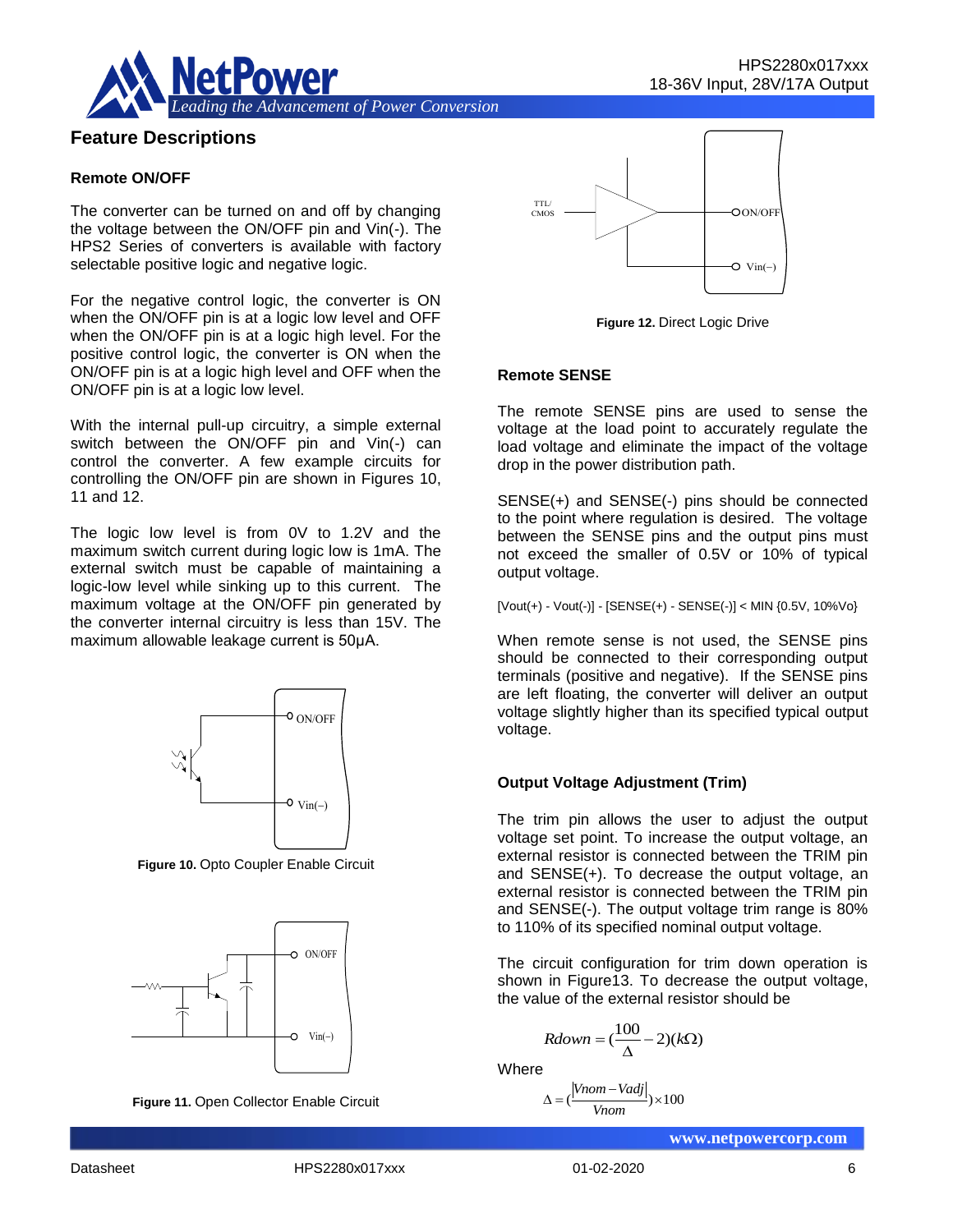## Feature Descriptions

### Remote ON/OFF

The converter can be turned on and off by changing the voltage between the ON/OFF pin and Vin(-). The HPS2 Series of converters is available with factory selectable positive logic and negative logic.

For the negative control logic, the converter is ON when the ON/OFF pin is at a logic low level and OFF when the ON/OFF pin is at a logic high level. For the positive control logic, the converter is ON when the ON/OFF pin is at a logic high level and OFF when the ON/OFF pin is at a logic low level.

With the internal pull-up circuitry, a simple external switch between the ON/OFF pin and Vin(-) can control the converter. A few example circuits for controlling the ON/OFF pin are shown in Figures 10, 11 and 12.

The logic low level is from 0V to 1.2V and the maximum switch current during logic low is 1mA. The external switch must be capable of maintaining a logic-low level while sinking up to this current. The maximum voltage at the ON/OFF pin generated by the converter internal circuitry is less than 15V. The maximum allowable leakage current is 50µA.

**Figure 10.** Opto Coupler Enable Circuit

**Figure 11.** Open Collector Enable Circuit

**Figure 12.** Direct Logic Drive

### Remote SENSE

The remote SENSE pins are used to sense the voltage at the load point to accurately regulate the load voltage and eliminate the impact of the voltage drop in the power distribution path.

SENSE(+) and SENSE(-) pins should be connected to the point where regulation is desired. The voltage between the SENSE pins and the output pins must not exceed the smaller of 0.5V or 10% of typical output voltage.

[Vout(+) - Vout(-)] - [SENSE(+) - SENSE(-)] < MIN {0.5V, 10%Vo}

When remote sense is not used, the SENSE pins should be connected to their corresponding output terminals (positive and negative). If the SENSE pins are left floating, the converter will deliver an output voltage slightly higher than its specified typical output voltage.

### Output Voltage Adjustment (Trim)

The trim pin allows the user to adjust the output voltage set point. To increase the output voltage, an external resistor is connected between the TRIM pin and SENSE(+). To decrease the output voltage, an external resistor is connected between the TRIM pin and SENSE(-). The output voltage trim range is 80% to 110% of its specified nominal output voltage.

The circuit configuration for trim down operation is shown in Figure13. To decrease the output voltage, the value of the external resistor should be

$$Rdown = (\frac{100}{\Delta} - 2)(k\Omega)$$

Where

$$\Delta = (\frac{|Vnom - Vadj|}{Vnom}) \times 100$$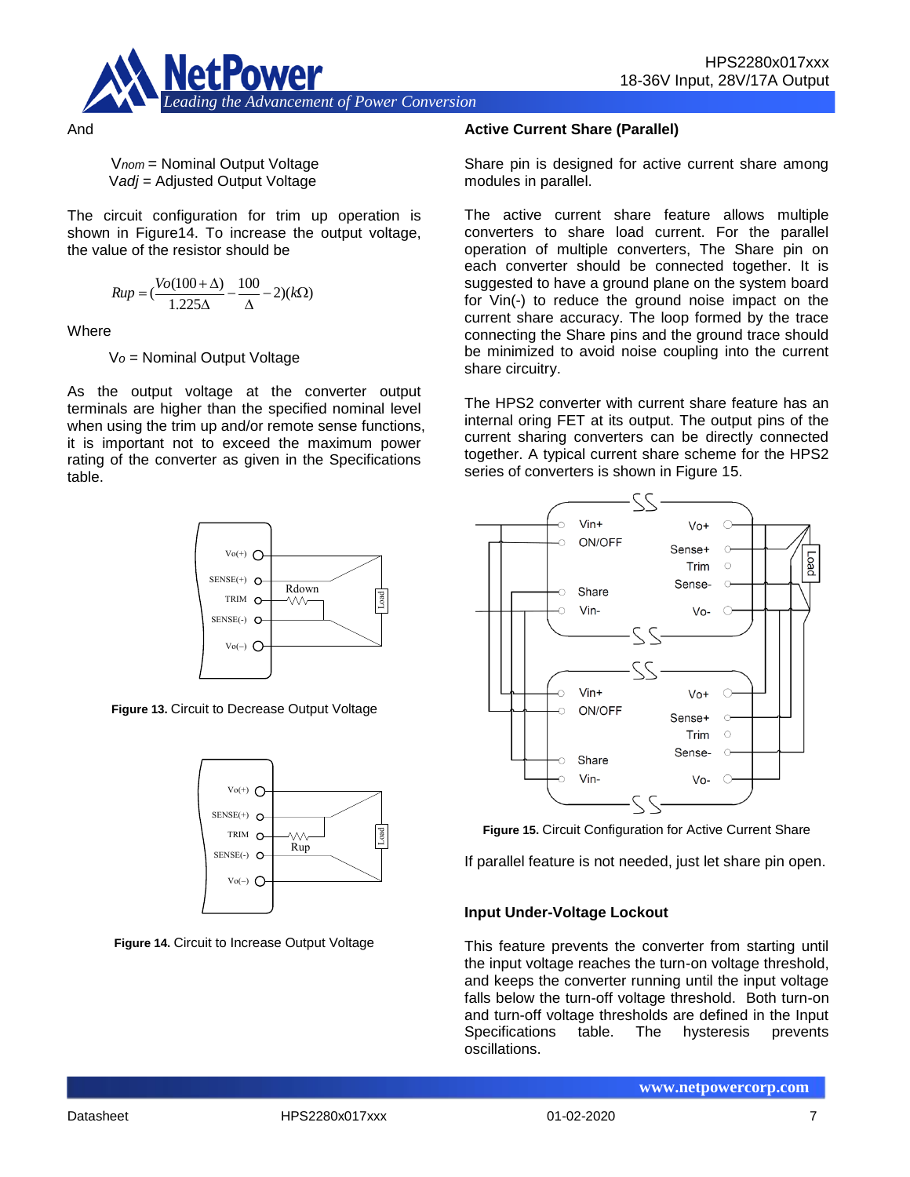And

$V_{nom}$ = Nominal Output Voltage
$V_{adj}$ = Adjusted Output Voltage

The circuit configuration for trim up operation is shown in Figure14. To increase the output voltage, the value of the resistor should be

$$Rup = \left(\frac{Vo(100+\Delta)}{1.225\Delta} - \frac{100}{\Delta} - 2\right)(k\Omega)$$

Where

$V_o$ = Nominal Output Voltage

As the output voltage at the converter output terminals are higher than the specified nominal level when using the trim up and/or remote sense functions, it is important not to exceed the maximum power rating of the converter as given in the Specifications table.

**Figure 13.** Circuit to Decrease Output Voltage

**Figure 14.** Circuit to Increase Output Voltage

### Active Current Share (Parallel)

Share pin is designed for active current share among modules in parallel.

The active current share feature allows multiple converters to share load current. For the parallel operation of multiple converters, The Share pin on each converter should be connected together. It is suggested to have a ground plane on the system board for Vin(-) to reduce the ground noise impact on the current share accuracy. The loop formed by the trace connecting the Share pins and the ground trace should be minimized to avoid noise coupling into the current share circuitry.

The HPS2 converter with current share feature has an internal oring FET at its output. The output pins of the current sharing converters can be directly connected together. A typical current share scheme for the HPS2 series of converters is shown in Figure 15.

**Figure 15.** Circuit Configuration for Active Current Share

If parallel feature is not needed, just let share pin open.

### Input Under-Voltage Lockout

This feature prevents the converter from starting until the input voltage reaches the turn-on voltage threshold, and keeps the converter running until the input voltage falls below the turn-off voltage threshold. Both turn-on and turn-off voltage thresholds are defined in the Input Specifications table. The hysteresis prevents oscillations.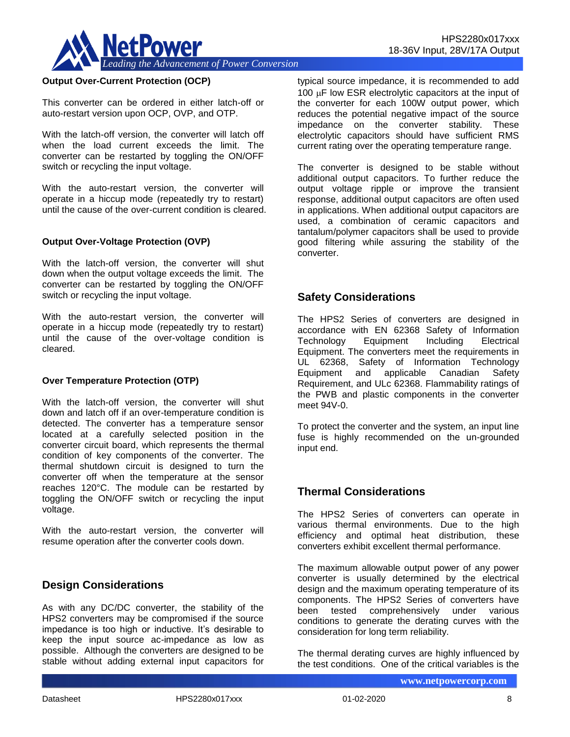### Output Over-Current Protection (OCP)

This converter can be ordered in either latch-off or auto-restart version upon OCP, OVP, and OTP.

With the latch-off version, the converter will latch off when the load current exceeds the limit. The converter can be restarted by toggling the ON/OFF switch or recycling the input voltage.

With the auto-restart version, the converter will operate in a hiccup mode (repeatedly try to restart) until the cause of the over-current condition is cleared.

### Output Over-Voltage Protection (OVP)

With the latch-off version, the converter will shut down when the output voltage exceeds the limit. The converter can be restarted by toggling the ON/OFF switch or recycling the input voltage.

With the auto-restart version, the converter will operate in a hiccup mode (repeatedly try to restart) until the cause of the over-voltage condition is cleared.

### Over Temperature Protection (OTP)

With the latch-off version, the converter will shut down and latch off if an over-temperature condition is detected. The converter has a temperature sensor located at a carefully selected position in the converter circuit board, which represents the thermal condition of key components of the converter. The thermal shutdown circuit is designed to turn the converter off when the temperature at the sensor reaches 120°C. The module can be restarted by toggling the ON/OFF switch or recycling the input voltage.

With the auto-restart version, the converter will resume operation after the converter cools down.

## Design Considerations

As with any DC/DC converter, the stability of the HPS2 converters may be compromised if the source impedance is too high or inductive. It's desirable to keep the input source ac-impedance as low as possible. Although the converters are designed to be stable without adding external input capacitors for typical source impedance, it is recommended to add 100 μF low ESR electrolytic capacitors at the input of the converter for each 100W output power, which reduces the potential negative impact of the source impedance on the converter stability. These electrolytic capacitors should have sufficient RMS current rating over the operating temperature range.

The converter is designed to be stable without additional output capacitors. To further reduce the output voltage ripple or improve the transient response, additional output capacitors are often used in applications. When additional output capacitors are used, a combination of ceramic capacitors and tantalum/polymer capacitors shall be used to provide good filtering while assuring the stability of the converter.

## Safety Considerations

The HPS2 Series of converters are designed in accordance with EN 62368 Safety of Information Technology Equipment Including Electrical Equipment. The converters meet the requirements in UL 62368, Safety of Information Technology Equipment and applicable Canadian Safety Requirement, and ULc 62368. Flammability ratings of the PWB and plastic components in the converter meet 94V-0.

To protect the converter and the system, an input line fuse is highly recommended on the un-grounded input end.

## Thermal Considerations

The HPS2 Series of converters can operate in various thermal environments. Due to the high efficiency and optimal heat distribution, these converters exhibit excellent thermal performance.

The maximum allowable output power of any power converter is usually determined by the electrical design and the maximum operating temperature of its components. The HPS2 Series of converters have been tested comprehensively under various conditions to generate the derating curves with the consideration for long term reliability.

The thermal derating curves are highly influenced by the test conditions. One of the critical variables is the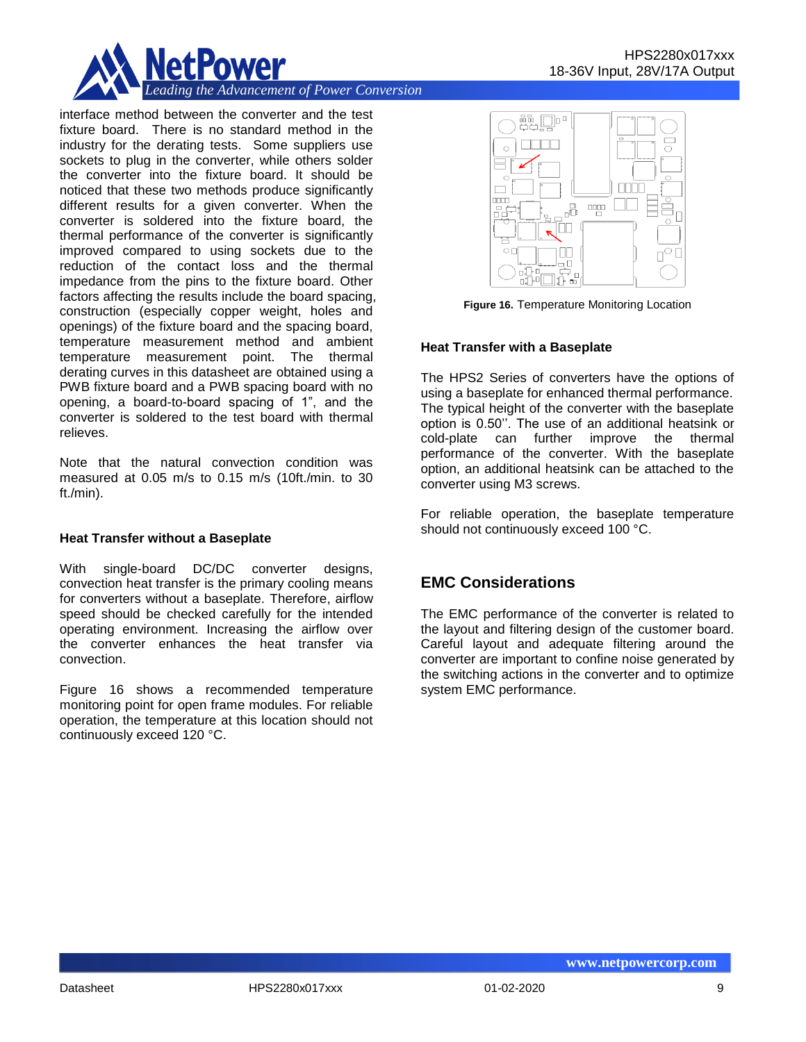interface method between the converter and the test fixture board. There is no standard method in the industry for the derating tests. Some suppliers use sockets to plug in the converter, while others solder the converter into the fixture board. It should be noticed that these two methods produce significantly different results for a given converter. When the converter is soldered into the fixture board, the thermal performance of the converter is significantly improved compared to using sockets due to the reduction of the contact loss and the thermal impedance from the pins to the fixture board. Other factors affecting the results include the board spacing, construction (especially copper weight, holes and openings) of the fixture board and the spacing board, temperature measurement method and ambient temperature measurement point. The thermal derating curves in this datasheet are obtained using a PWB fixture board and a PWB spacing board with no opening, a board-to-board spacing of 1", and the converter is soldered to the test board with thermal relieves.

Note that the natural convection condition was measured at 0.05 m/s to 0.15 m/s (10ft./min. to 30 ft./min).

### Heat Transfer without a Baseplate

With single-board DC/DC converter designs, convection heat transfer is the primary cooling means for converters without a baseplate. Therefore, airflow speed should be checked carefully for the intended operating environment. Increasing the airflow over the converter enhances the heat transfer via convection.

Figure 16 shows a recommended temperature monitoring point for open frame modules. For reliable operation, the temperature at this location should not continuously exceed 120 °C.

**Figure 16.** Temperature Monitoring Location

### Heat Transfer with a Baseplate

The HPS2 Series of converters have the options of using a baseplate for enhanced thermal performance. The typical height of the converter with the baseplate option is 0.50''. The use of an additional heatsink or cold-plate can further improve the thermal performance of the converter. With the baseplate option, an additional heatsink can be attached to the converter using M3 screws.

For reliable operation, the baseplate temperature should not continuously exceed 100 °C.

## EMC Considerations

The EMC performance of the converter is related to the layout and filtering design of the customer board. Careful layout and adequate filtering around the converter are important to confine noise generated by the switching actions in the converter and to optimize system EMC performance.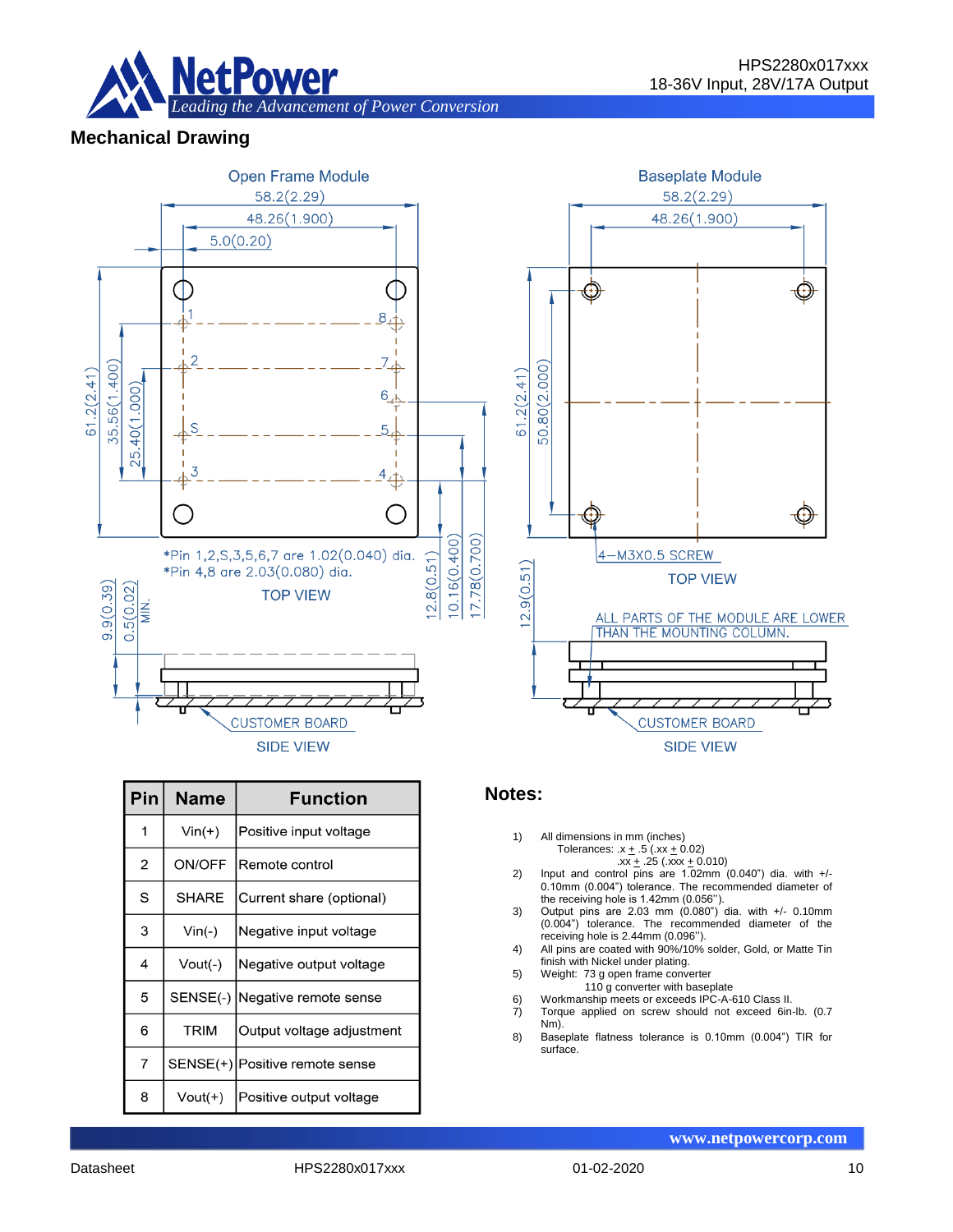## Mechanical Drawing

Open Frame Module

58.2(2.29)
48.26(1.900)
5.0(0.20)
61.2(2.41)
35.56(1.400)
25.40(1.000)
12.8(0.51)
10.16(0.400)
17.78(0.700)

*Pin 1,2,S,3,5,6,7 are 1.02(0.040) dia.
*Pin 4,8 are 2.03(0.080) dia.

TOP VIEW

9.9(0.39)
0.5(0.02) MIN.

CUSTOMER BOARD

SIDE VIEW

Baseplate Module

58.2(2.29)
48.26(1.900)
61.2(2.41)
50.80(2.000)

4—M3X0.5 SCREW

TOP VIEW

12.9(0.51)

ALL PARTS OF THE MODULE ARE LOWER THAN THE MOUNTING COLUMN.

CUSTOMER BOARD

SIDE VIEW

| Pin | Name | Function |
| --- | --- | --- |
| 1 | Vin(+) | Positive input voltage |
| 2 | ON/OFF | Remote control |
| S | SHARE | Current share (optional) |
| 3 | Vin(-) | Negative input voltage |
| 4 | Vout(-) | Negative output voltage |
| 5 | SENSE(-) | Negative remote sense |
| 6 | TRIM | Output voltage adjustment |
| 7 | SENSE(+) | Positive remote sense |
| 8 | Vout(+) | Positive output voltage |

## Notes:

1) All dimensions in mm (inches)
   Tolerances: .x ± .5 (.xx ± 0.02)
   .xx ± .25 (.xxx ± 0.010)
2) Input and control pins are 1.02mm (0.040") dia. with +/- 0.10mm (0.004") tolerance. The recommended diameter of the receiving hole is 1.42mm (0.056").
3) Output pins are 2.03 mm (0.080") dia. with +/- 0.10mm (0.004") tolerance. The recommended diameter of the receiving hole is 2.44mm (0.096").
4) All pins are coated with 90%/10% solder, Gold, or Matte Tin finish with Nickel under plating.
5) Weight: 73 g open frame converter
   110 g converter with baseplate
6) Workmanship meets or exceeds IPC-A-610 Class II.
7) Torque applied on screw should not exceed 6in-lb. (0.7 Nm).
8) Baseplate flatness tolerance is 0.10mm (0.004") TIR for surface.